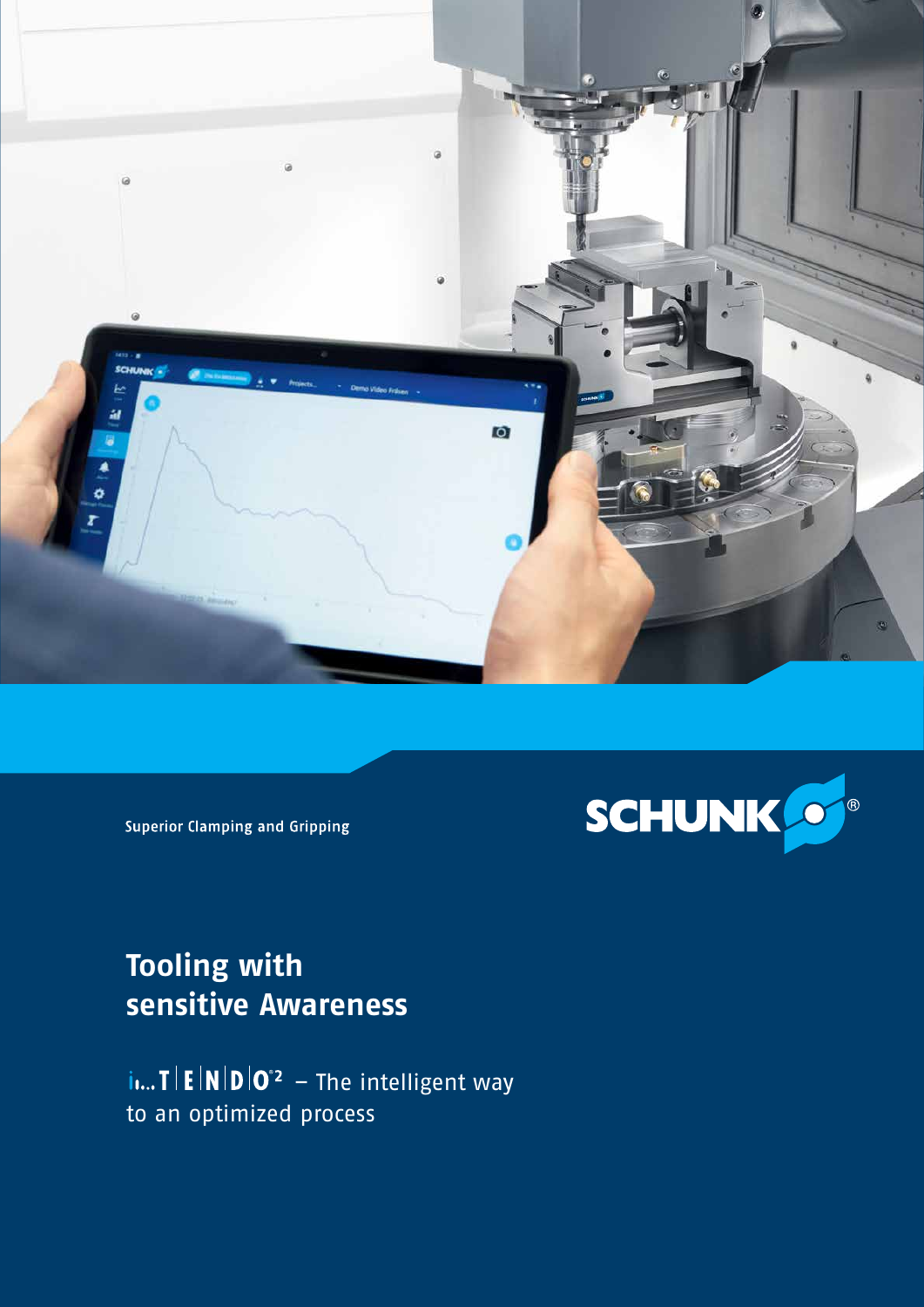Superior Clamping and Gripping

SCHUNK®

# Tooling with sensitive Awareness

iTENDO² – The intelligent way to an optimized process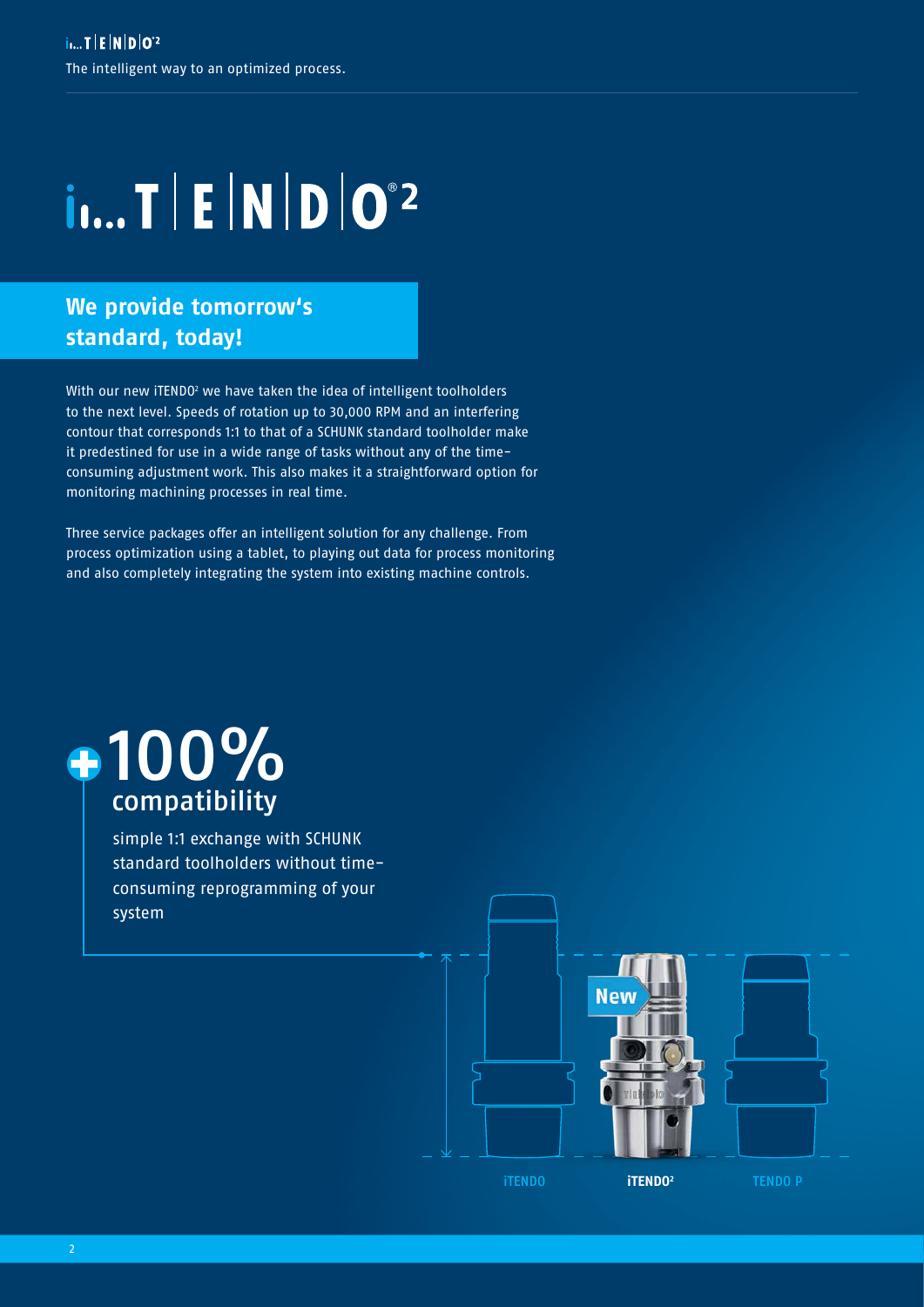# iTENDO²

## We provide tomorrow's standard, today!

With our new iTENDO² we have taken the idea of intelligent toolholders to the next level. Speeds of rotation up to 30,000 RPM and an interfering contour that corresponds 1:1 to that of a SCHUNK standard toolholder make it predestined for use in a wide range of tasks without any of the time-consuming adjustment work. This also makes it a straightforward option for monitoring machining processes in real time.

Three service packages offer an intelligent solution for any challenge. From process optimization using a tablet, to playing out data for process monitoring and also completely integrating the system into existing machine controls.

**100% compatibility**

simple 1:1 exchange with SCHUNK standard toolholders without time-consuming reprogramming of your system

New

iTENDO | iTENDO² | TENDO P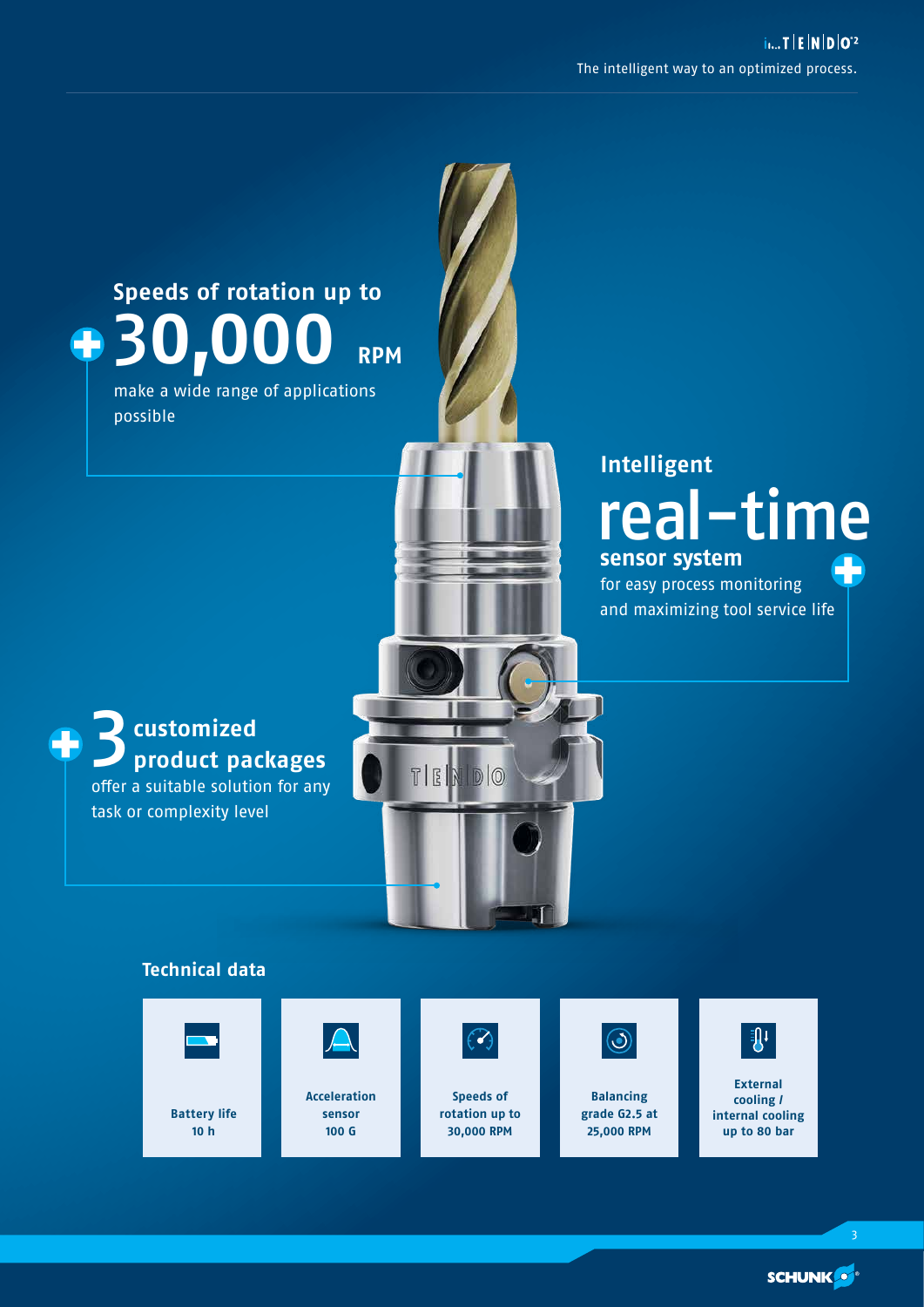## Speeds of rotation up to 30,000 RPM

make a wide range of applications possible

## Intelligent real-time sensor system

for easy process monitoring and maximizing tool service life

## 3 customized product packages

offer a suitable solution for any task or complexity level

### Technical data

| Battery life 10 h | Acceleration sensor 100 G | Speeds of rotation up to 30,000 RPM | Balancing grade G2.5 at 25,000 RPM | External cooling / internal cooling up to 80 bar |
| --- | --- | --- | --- | --- |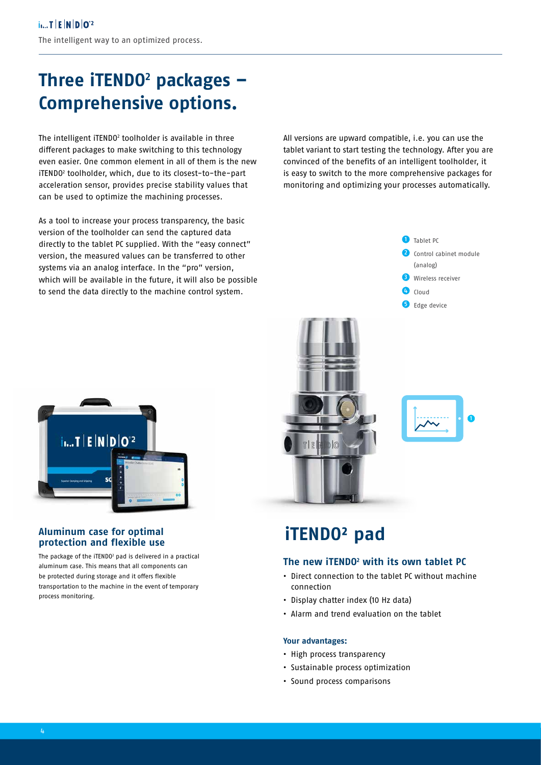# Three iTENDO² packages – Comprehensive options.

The intelligent iTENDO² toolholder is available in three different packages to make switching to this technology even easier. One common element in all of them is the new iTENDO² toolholder, which, due to its closest-to-the-part acceleration sensor, provides precise stability values that can be used to optimize the machining processes.

As a tool to increase your process transparency, the basic version of the toolholder can send the captured data directly to the tablet PC supplied. With the "easy connect" version, the measured values can be transferred to other systems via an analog interface. In the "pro" version, which will be available in the future, it will also be possible to send the data directly to the machine control system.

All versions are upward compatible, i.e. you can use the tablet variant to start testing the technology. After you are convinced of the benefits of an intelligent toolholder, it is easy to switch to the more comprehensive packages for monitoring and optimizing your processes automatically.

1. Tablet PC
2. Control cabinet module (analog)
3. Wireless receiver
4. Cloud
5. Edge device

### Aluminum case for optimal protection and flexible use

The package of the iTENDO² pad is delivered in a practical aluminum case. This means that all components can be protected during storage and it offers flexible transportation to the machine in the event of temporary process monitoring.

## iTENDO² pad

### The new iTENDO² with its own tablet PC

- Direct connection to the tablet PC without machine connection
- Display chatter index (10 Hz data)
- Alarm and trend evaluation on the tablet

**Your advantages:**

- High process transparency
- Sustainable process optimization
- Sound process comparisons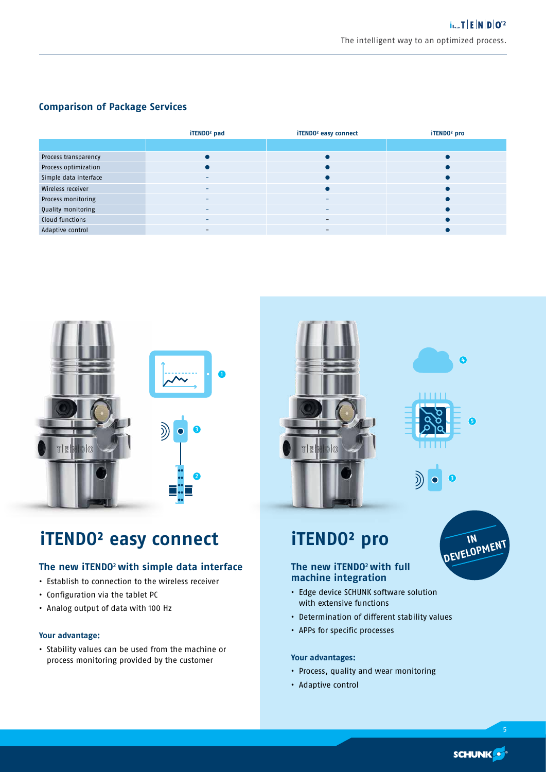## Comparison of Package Services

| | iTENDO² pad | iTENDO² easy connect | iTENDO² pro |
|---|---|---|---|
| Process transparency | ● | ● | ● |
| Process optimization | ● | ● | ● |
| Simple data interface | – | ● | ● |
| Wireless receiver | – | ● | ● |
| Process monitoring | – | – | ● |
| Quality monitoring | – | – | ● |
| Cloud functions | – | – | ● |
| Adaptive control | – | – | ● |

# iTENDO² easy connect

### The new iTENDO² with simple data interface

- Establish to connection to the wireless receiver
- Configuration via the tablet PC
- Analog output of data with 100 Hz

**Your advantage:**

- Stability values can be used from the machine or process monitoring provided by the customer

# iTENDO² pro

IN DEVELOPMENT

### The new iTENDO² with full machine integration

- Edge device SCHUNK software solution with extensive functions
- Determination of different stability values
- APPs for specific processes

**Your advantages:**

- Process, quality and wear monitoring
- Adaptive control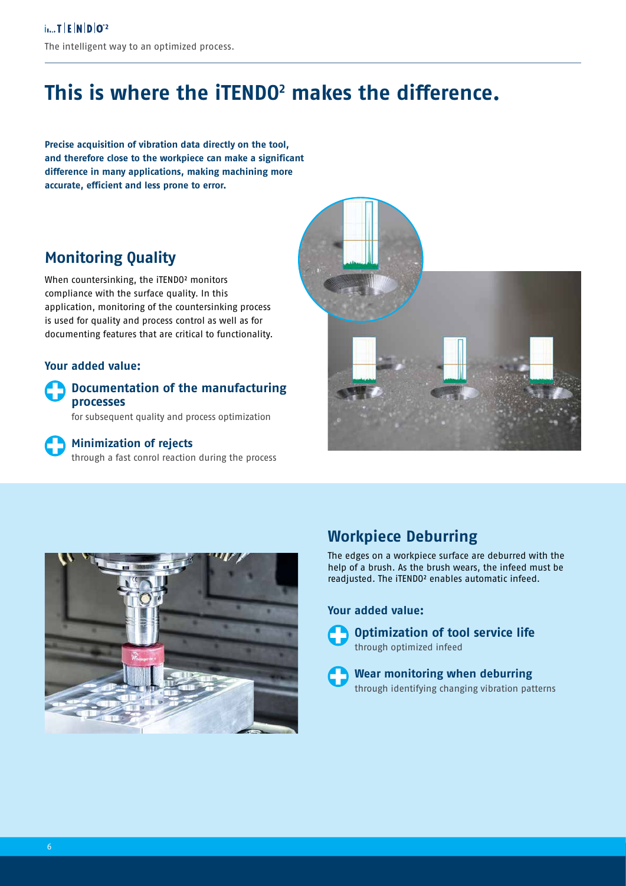# This is where the iTENDO² makes the difference.

**Precise acquisition of vibration data directly on the tool, and therefore close to the workpiece can make a significant difference in many applications, making machining more accurate, efficient and less prone to error.**

## Monitoring Quality

When countersinking, the iTENDO² monitors compliance with the surface quality. In this application, monitoring of the countersinking process is used for quality and process control as well as for documenting features that are critical to functionality.

### Your added value:

**Documentation of the manufacturing processes**
for subsequent quality and process optimization

**Minimization of rejects**
through a fast conrol reaction during the process

## Workpiece Deburring

The edges on a workpiece surface are deburred with the help of a brush. As the brush wears, the infeed must be readjusted. The iTENDO² enables automatic infeed.

### Your added value:

**Optimization of tool service life**
through optimized infeed

**Wear monitoring when deburring**
through identifying changing vibration patterns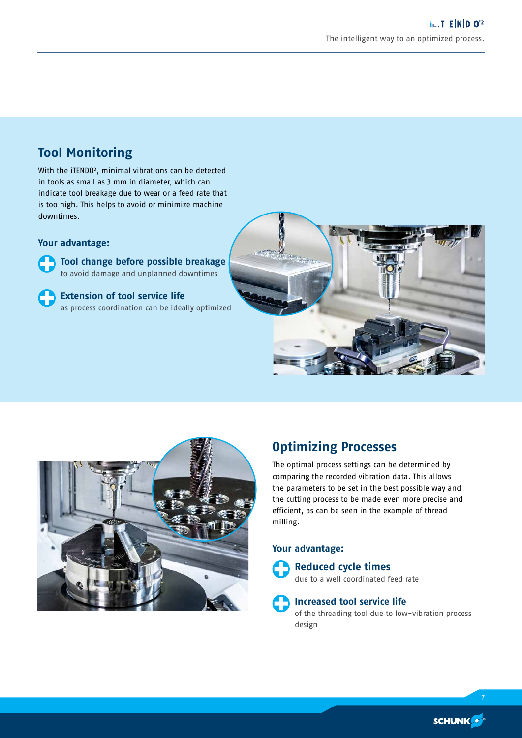## Tool Monitoring

With the iTENDO², minimal vibrations can be detected in tools as small as 3 mm in diameter, which can indicate tool breakage due to wear or a feed rate that is too high. This helps to avoid or minimize machine downtimes.

### Your advantage:

- **Tool change before possible breakage**
  to avoid damage and unplanned downtimes
- **Extension of tool service life**
  as process coordination can be ideally optimized

## Optimizing Processes

The optimal process settings can be determined by comparing the recorded vibration data. This allows the parameters to be set in the best possible way and the cutting process to be made even more precise and efficient, as can be seen in the example of thread milling.

### Your advantage:

- **Reduced cycle times**
  due to a well coordinated feed rate
- **Increased tool service life**
  of the threading tool due to low-vibration process design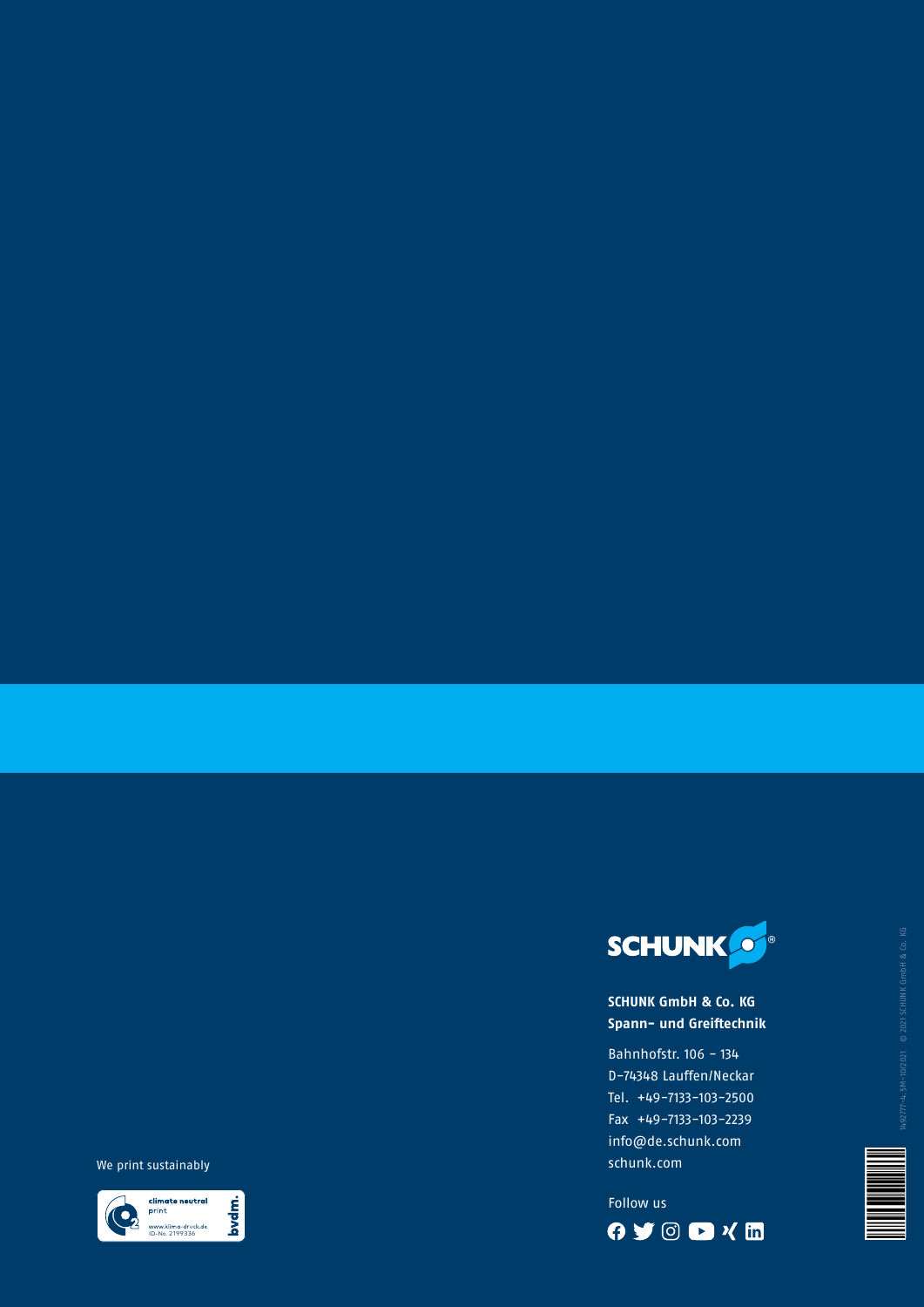We print sustainably

climate neutral print
www.klima-druck.de
ID-No. 2199336
bvdm.

SCHUNK®

**SCHUNK GmbH & Co. KG**
**Spann- und Greiftechnik**

Bahnhofstr. 106 – 134
D-74348 Lauffen/Neckar
Tel. +49-7133-103-2500
Fax +49-7133-103-2239
info@de.schunk.com
schunk.com

Follow us

1492777-4, 5M-10/2021 © 2021 SCHUNK GmbH & Co. KG